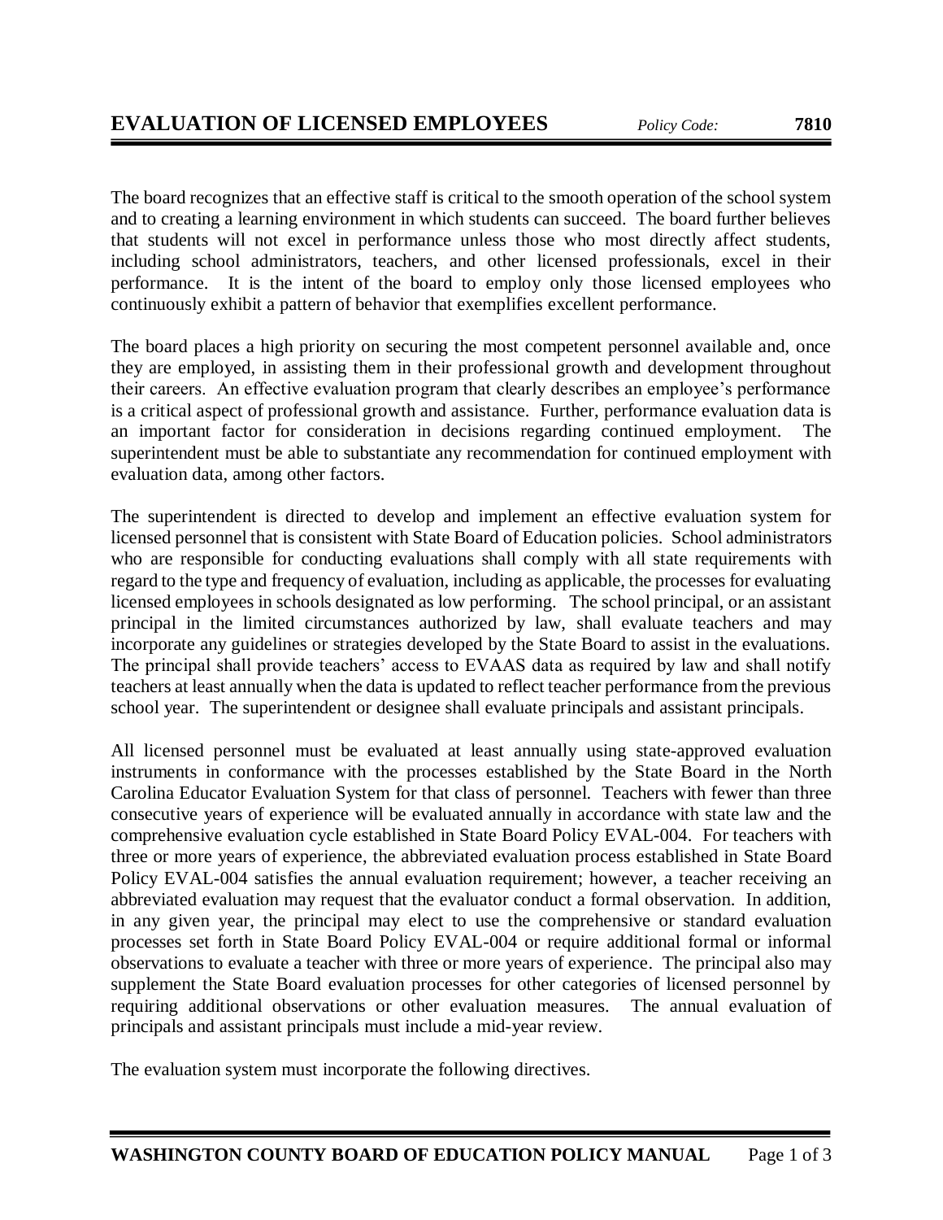# EVALUATION OF LICENSED EMPLOYEES

*Policy Code:* **7810**

The board recognizes that an effective staff is critical to the smooth operation of the school system and to creating a learning environment in which students can succeed. The board further believes that students will not excel in performance unless those who most directly affect students, including school administrators, teachers, and other licensed professionals, excel in their performance. It is the intent of the board to employ only those licensed employees who continuously exhibit a pattern of behavior that exemplifies excellent performance.

The board places a high priority on securing the most competent personnel available and, once they are employed, in assisting them in their professional growth and development throughout their careers. An effective evaluation program that clearly describes an employee's performance is a critical aspect of professional growth and assistance. Further, performance evaluation data is an important factor for consideration in decisions regarding continued employment. The superintendent must be able to substantiate any recommendation for continued employment with evaluation data, among other factors.

The superintendent is directed to develop and implement an effective evaluation system for licensed personnel that is consistent with State Board of Education policies. School administrators who are responsible for conducting evaluations shall comply with all state requirements with regard to the type and frequency of evaluation, including as applicable, the processes for evaluating licensed employees in schools designated as low performing. The school principal, or an assistant principal in the limited circumstances authorized by law, shall evaluate teachers and may incorporate any guidelines or strategies developed by the State Board to assist in the evaluations. The principal shall provide teachers' access to EVAAS data as required by law and shall notify teachers at least annually when the data is updated to reflect teacher performance from the previous school year. The superintendent or designee shall evaluate principals and assistant principals.

All licensed personnel must be evaluated at least annually using state-approved evaluation instruments in conformance with the processes established by the State Board in the North Carolina Educator Evaluation System for that class of personnel. Teachers with fewer than three consecutive years of experience will be evaluated annually in accordance with state law and the comprehensive evaluation cycle established in State Board Policy EVAL-004. For teachers with three or more years of experience, the abbreviated evaluation process established in State Board Policy EVAL-004 satisfies the annual evaluation requirement; however, a teacher receiving an abbreviated evaluation may request that the evaluator conduct a formal observation. In addition, in any given year, the principal may elect to use the comprehensive or standard evaluation processes set forth in State Board Policy EVAL-004 or require additional formal or informal observations to evaluate a teacher with three or more years of experience. The principal also may supplement the State Board evaluation processes for other categories of licensed personnel by requiring additional observations or other evaluation measures. The annual evaluation of principals and assistant principals must include a mid-year review.

The evaluation system must incorporate the following directives.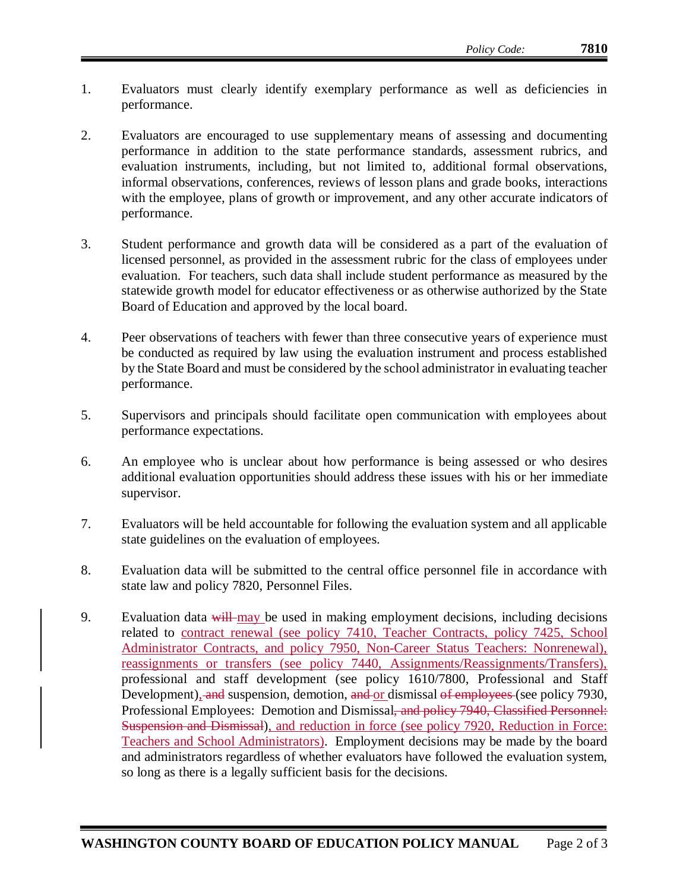1. Evaluators must clearly identify exemplary performance as well as deficiencies in performance.

2. Evaluators are encouraged to use supplementary means of assessing and documenting performance in addition to the state performance standards, assessment rubrics, and evaluation instruments, including, but not limited to, additional formal observations, informal observations, conferences, reviews of lesson plans and grade books, interactions with the employee, plans of growth or improvement, and any other accurate indicators of performance.

3. Student performance and growth data will be considered as a part of the evaluation of licensed personnel, as provided in the assessment rubric for the class of employees under evaluation. For teachers, such data shall include student performance as measured by the statewide growth model for educator effectiveness or as otherwise authorized by the State Board of Education and approved by the local board.

4. Peer observations of teachers with fewer than three consecutive years of experience must be conducted as required by law using the evaluation instrument and process established by the State Board and must be considered by the school administrator in evaluating teacher performance.

5. Supervisors and principals should facilitate open communication with employees about performance expectations.

6. An employee who is unclear about how performance is being assessed or who desires additional evaluation opportunities should address these issues with his or her immediate supervisor.

7. Evaluators will be held accountable for following the evaluation system and all applicable state guidelines on the evaluation of employees.

8. Evaluation data will be submitted to the central office personnel file in accordance with state law and policy 7820, Personnel Files.

9. Evaluation data ~~will~~ <u>may</u> be used in making employment decisions, including decisions related to <u>contract renewal (see policy 7410, Teacher Contracts, policy 7425, School Administrator Contracts, and policy 7950, Non-Career Status Teachers: Nonrenewal), reassignments or transfers (see policy 7440, Assignments/Reassignments/Transfers),</u> professional and staff development (see policy 1610/7800, Professional and Staff Development)~~, and~~ suspension, demotion, ~~and~~ <u>or</u> dismissal ~~of employees~~ (see policy 7930, Professional Employees: Demotion and Dismissal~~, and policy 7940, Classified Personnel: Suspension and Dismissal~~)<u>, and reduction in force (see policy 7920, Reduction in Force: Teachers and School Administrators)</u>. Employment decisions may be made by the board and administrators regardless of whether evaluators have followed the evaluation system, so long as there is a legally sufficient basis for the decisions.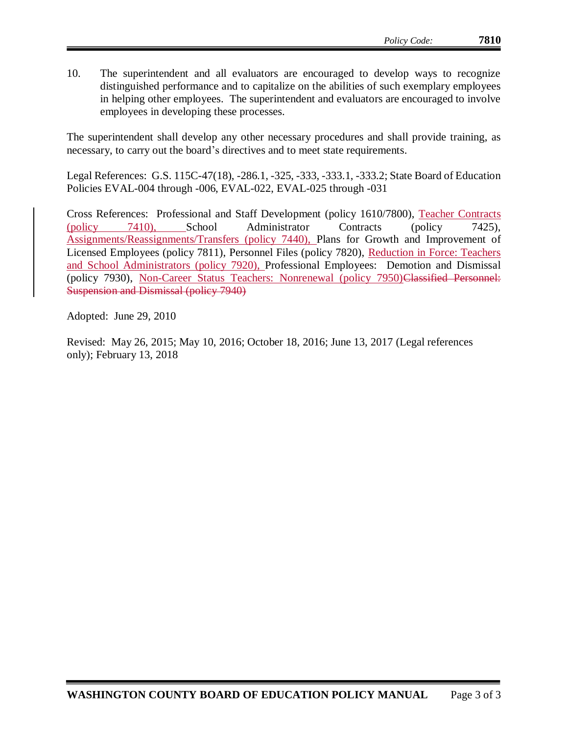10. The superintendent and all evaluators are encouraged to develop ways to recognize distinguished performance and to capitalize on the abilities of such exemplary employees in helping other employees. The superintendent and evaluators are encouraged to involve employees in developing these processes.

The superintendent shall develop any other necessary procedures and shall provide training, as necessary, to carry out the board's directives and to meet state requirements.

Legal References: G.S. 115C-47(18), -286.1, -325, -333, -333.1, -333.2; State Board of Education Policies EVAL-004 through -006, EVAL-022, EVAL-025 through -031

Cross References: Professional and Staff Development (policy 1610/7800), Teacher Contracts (policy 7410), School Administrator Contracts (policy 7425), Assignments/Reassignments/Transfers (policy 7440), Plans for Growth and Improvement of Licensed Employees (policy 7811), Personnel Files (policy 7820), Reduction in Force: Teachers and School Administrators (policy 7920), Professional Employees: Demotion and Dismissal (policy 7930), Non-Career Status Teachers: Nonrenewal (policy 7950)~~Classified Personnel: Suspension and Dismissal (policy 7940)~~

Adopted: June 29, 2010

Revised: May 26, 2015; May 10, 2016; October 18, 2016; June 13, 2017 (Legal references only); February 13, 2018